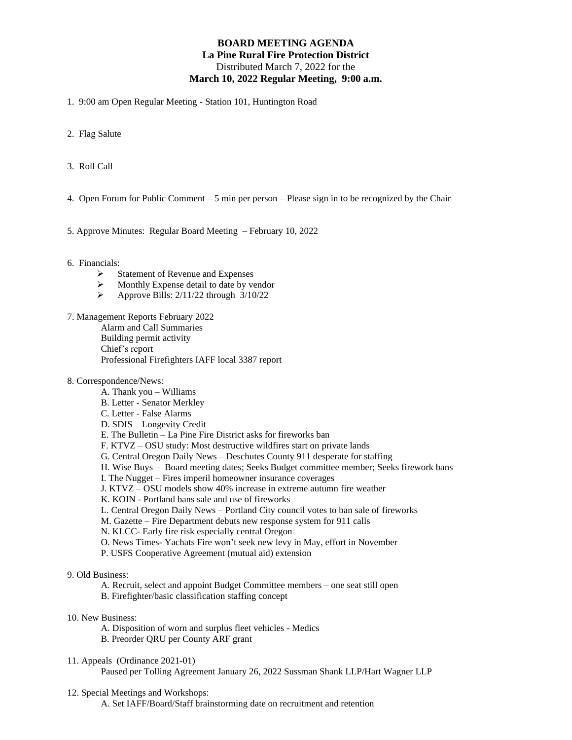**BOARD MEETING AGENDA**
**La Pine Rural Fire Protection District**
Distributed March 7, 2022 for the
**March 10, 2022 Regular Meeting, 9:00 a.m.**

1. 9:00 am Open Regular Meeting - Station 101, Huntington Road

2. Flag Salute

3. Roll Call

4. Open Forum for Public Comment – 5 min per person – Please sign in to be recognized by the Chair

5. Approve Minutes: Regular Board Meeting – February 10, 2022

6. Financials:
   - Statement of Revenue and Expenses
   - Monthly Expense detail to date by vendor
   - Approve Bills: 2/11/22 through 3/10/22

7. Management Reports February 2022
   - Alarm and Call Summaries
   - Building permit activity
   - Chief's report
   - Professional Firefighters IAFF local 3387 report

8. Correspondence/News:
   - A. Thank you – Williams
   - B. Letter - Senator Merkley
   - C. Letter - False Alarms
   - D. SDIS – Longevity Credit
   - E. The Bulletin – La Pine Fire District asks for fireworks ban
   - F. KTVZ – OSU study: Most destructive wildfires start on private lands
   - G. Central Oregon Daily News – Deschutes County 911 desperate for staffing
   - H. Wise Buys – Board meeting dates; Seeks Budget committee member; Seeks firework bans
   - I. The Nugget – Fires imperil homeowner insurance coverages
   - J. KTVZ – OSU models show 40% increase in extreme autumn fire weather
   - K. KOIN - Portland bans sale and use of fireworks
   - L. Central Oregon Daily News – Portland City council votes to ban sale of fireworks
   - M. Gazette – Fire Department debuts new response system for 911 calls
   - N. KLCC- Early fire risk especially central Oregon
   - O. News Times- Yachats Fire won't seek new levy in May, effort in November
   - P. USFS Cooperative Agreement (mutual aid) extension

9. Old Business:
   - A. Recruit, select and appoint Budget Committee members – one seat still open
   - B. Firefighter/basic classification staffing concept

10. New Business:
    - A. Disposition of worn and surplus fleet vehicles - Medics
    - B. Preorder QRU per County ARF grant

11. Appeals (Ordinance 2021-01)
    - Paused per Tolling Agreement January 26, 2022 Sussman Shank LLP/Hart Wagner LLP

12. Special Meetings and Workshops:
    - A. Set IAFF/Board/Staff brainstorming date on recruitment and retention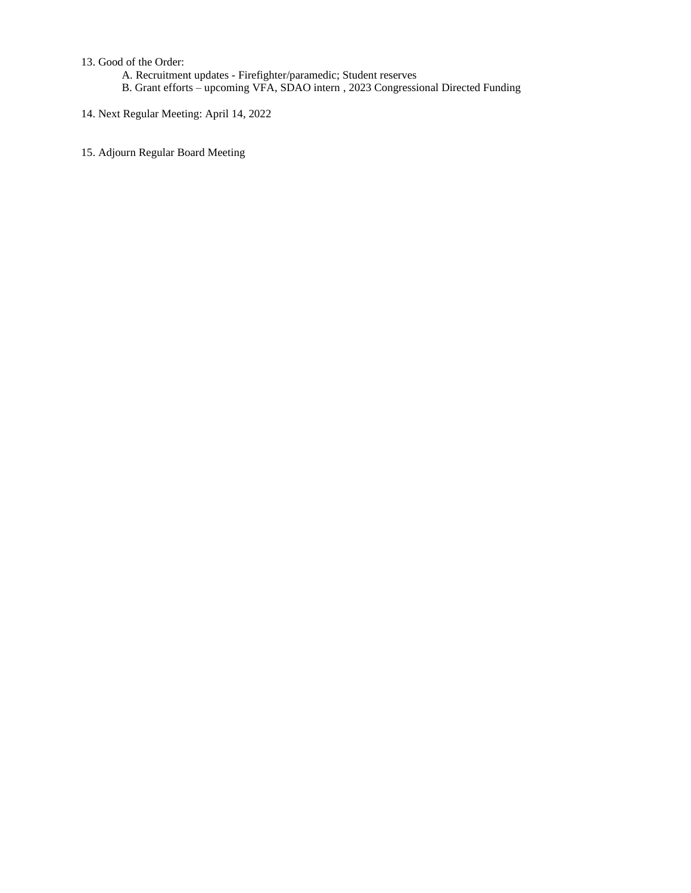13. Good of the Order:
    A. Recruitment updates - Firefighter/paramedic; Student reserves
    B. Grant efforts – upcoming VFA, SDAO intern , 2023 Congressional Directed Funding

14. Next Regular Meeting: April 14, 2022

15. Adjourn Regular Board Meeting